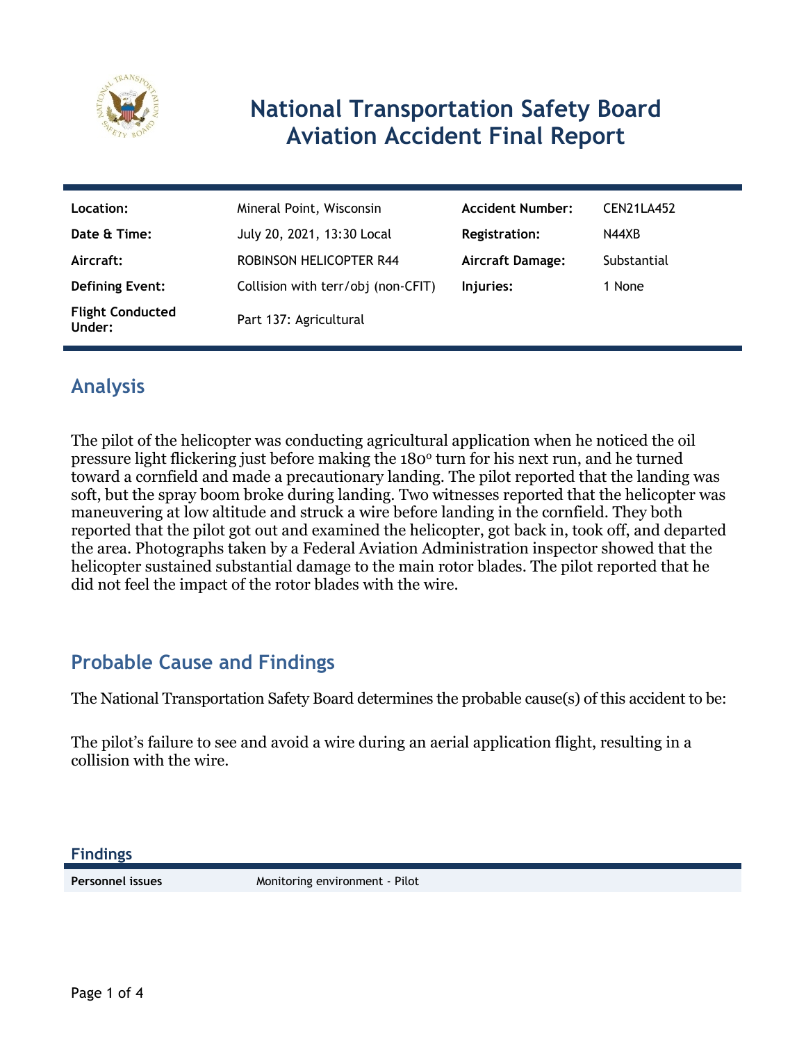# National Transportation Safety Board Aviation Accident Final Report

| Location: | Mineral Point, Wisconsin | Accident Number: | CEN21LA452 |
| --- | --- | --- | --- |
| Date & Time: | July 20, 2021, 13:30 Local | Registration: | N44XB |
| Aircraft: | ROBINSON HELICOPTER R44 | Aircraft Damage: | Substantial |
| Defining Event: | Collision with terr/obj (non-CFIT) | Injuries: | 1 None |
| Flight Conducted Under: | Part 137: Agricultural | | |

## Analysis

The pilot of the helicopter was conducting agricultural application when he noticed the oil pressure light flickering just before making the 180° turn for his next run, and he turned toward a cornfield and made a precautionary landing. The pilot reported that the landing was soft, but the spray boom broke during landing. Two witnesses reported that the helicopter was maneuvering at low altitude and struck a wire before landing in the cornfield. They both reported that the pilot got out and examined the helicopter, got back in, took off, and departed the area. Photographs taken by a Federal Aviation Administration inspector showed that the helicopter sustained substantial damage to the main rotor blades. The pilot reported that he did not feel the impact of the rotor blades with the wire.

## Probable Cause and Findings

The National Transportation Safety Board determines the probable cause(s) of this accident to be:

The pilot's failure to see and avoid a wire during an aerial application flight, resulting in a collision with the wire.

### Findings

| Personnel issues | Monitoring environment - Pilot |
| --- | --- |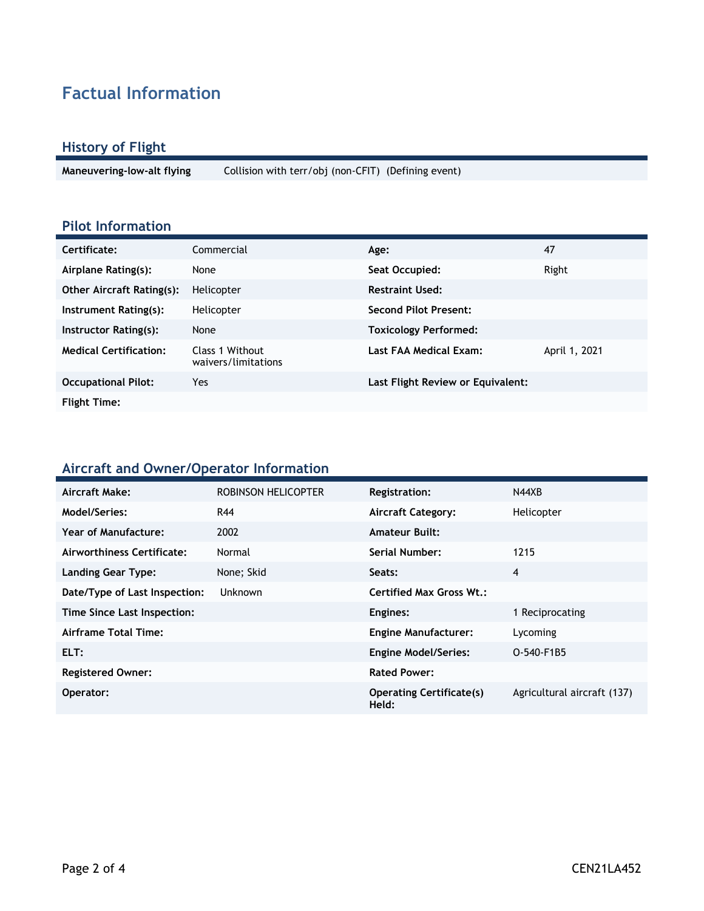# Factual Information

## History of Flight

| | |
|---|---|
| **Maneuvering-low-alt flying** | Collision with terr/obj (non-CFIT) (Defining event) |

## Pilot Information

| | | | |
|---|---|---|---|
| **Certificate:** | Commercial | **Age:** | 47 |
| **Airplane Rating(s):** | None | **Seat Occupied:** | Right |
| **Other Aircraft Rating(s):** | Helicopter | **Restraint Used:** | |
| **Instrument Rating(s):** | Helicopter | **Second Pilot Present:** | |
| **Instructor Rating(s):** | None | **Toxicology Performed:** | |
| **Medical Certification:** | Class 1 Without waivers/limitations | **Last FAA Medical Exam:** | April 1, 2021 |
| **Occupational Pilot:** | Yes | **Last Flight Review or Equivalent:** | |
| **Flight Time:** | | | |

## Aircraft and Owner/Operator Information

| | | | |
|---|---|---|---|
| **Aircraft Make:** | ROBINSON HELICOPTER | **Registration:** | N44XB |
| **Model/Series:** | R44 | **Aircraft Category:** | Helicopter |
| **Year of Manufacture:** | 2002 | **Amateur Built:** | |
| **Airworthiness Certificate:** | Normal | **Serial Number:** | 1215 |
| **Landing Gear Type:** | None; Skid | **Seats:** | 4 |
| **Date/Type of Last Inspection:** | Unknown | **Certified Max Gross Wt.:** | |
| **Time Since Last Inspection:** | | **Engines:** | 1 Reciprocating |
| **Airframe Total Time:** | | **Engine Manufacturer:** | Lycoming |
| **ELT:** | | **Engine Model/Series:** | O-540-F1B5 |
| **Registered Owner:** | | **Rated Power:** | |
| **Operator:** | | **Operating Certificate(s) Held:** | Agricultural aircraft (137) |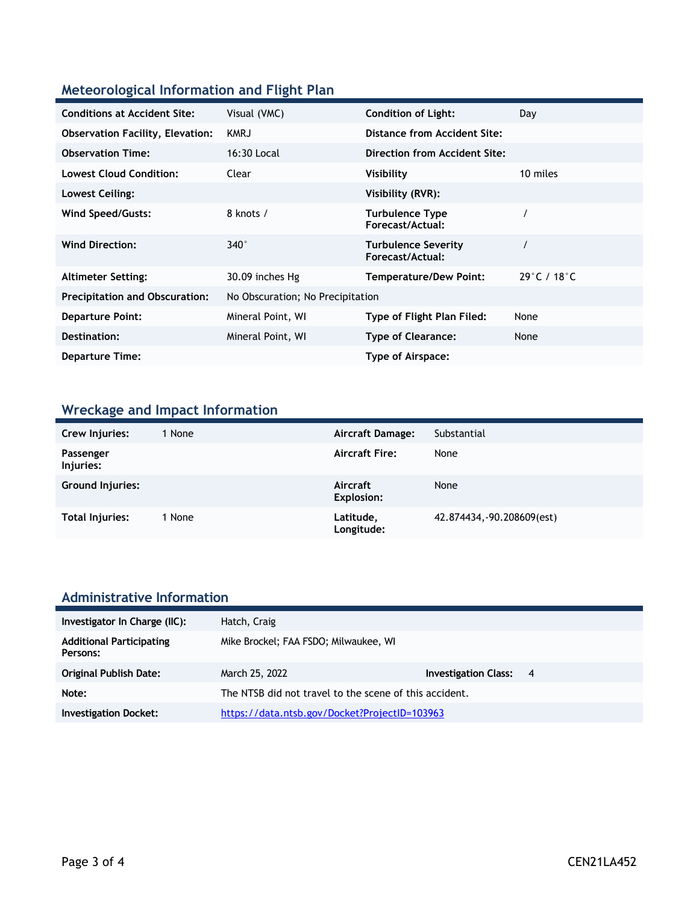## Meteorological Information and Flight Plan

| | | | |
|---|---|---|---|
| **Conditions at Accident Site:** | Visual (VMC) | **Condition of Light:** | Day |
| **Observation Facility, Elevation:** | KMRJ | **Distance from Accident Site:** | |
| **Observation Time:** | 16:30 Local | **Direction from Accident Site:** | |
| **Lowest Cloud Condition:** | Clear | **Visibility** | 10 miles |
| **Lowest Ceiling:** | | **Visibility (RVR):** | |
| **Wind Speed/Gusts:** | 8 knots / | **Turbulence Type Forecast/Actual:** | / |
| **Wind Direction:** | 340° | **Turbulence Severity Forecast/Actual:** | / |
| **Altimeter Setting:** | 30.09 inches Hg | **Temperature/Dew Point:** | 29°C / 18°C |
| **Precipitation and Obscuration:** | No Obscuration; No Precipitation | | |
| **Departure Point:** | Mineral Point, WI | **Type of Flight Plan Filed:** | None |
| **Destination:** | Mineral Point, WI | **Type of Clearance:** | None |
| **Departure Time:** | | **Type of Airspace:** | |

## Wreckage and Impact Information

| | | | |
|---|---|---|---|
| **Crew Injuries:** | 1 None | **Aircraft Damage:** | Substantial |
| **Passenger Injuries:** | | **Aircraft Fire:** | None |
| **Ground Injuries:** | | **Aircraft Explosion:** | None |
| **Total Injuries:** | 1 None | **Latitude, Longitude:** | 42.874434,-90.208609(est) |

## Administrative Information

| | | | |
|---|---|---|---|
| **Investigator In Charge (IIC):** | Hatch, Craig | | |
| **Additional Participating Persons:** | Mike Brockel; FAA FSDO; Milwaukee, WI | | |
| **Original Publish Date:** | March 25, 2022 | **Investigation Class:** | 4 |
| **Note:** | The NTSB did not travel to the scene of this accident. | | |
| **Investigation Docket:** | https://data.ntsb.gov/Docket?ProjectID=103963 | | |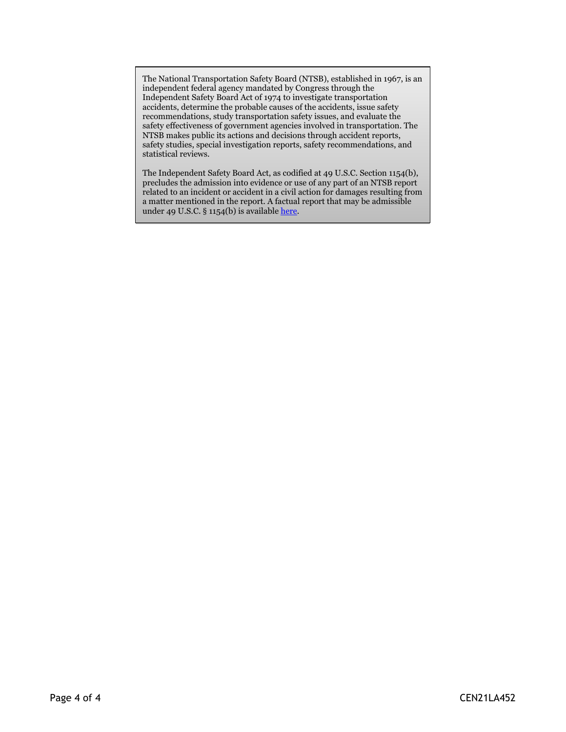The National Transportation Safety Board (NTSB), established in 1967, is an independent federal agency mandated by Congress through the Independent Safety Board Act of 1974 to investigate transportation accidents, determine the probable causes of the accidents, issue safety recommendations, study transportation safety issues, and evaluate the safety effectiveness of government agencies involved in transportation. The NTSB makes public its actions and decisions through accident reports, safety studies, special investigation reports, safety recommendations, and statistical reviews.

The Independent Safety Board Act, as codified at 49 U.S.C. Section 1154(b), precludes the admission into evidence or use of any part of an NTSB report related to an incident or accident in a civil action for damages resulting from a matter mentioned in the report. A factual report that may be admissible under 49 U.S.C. § 1154(b) is available here.